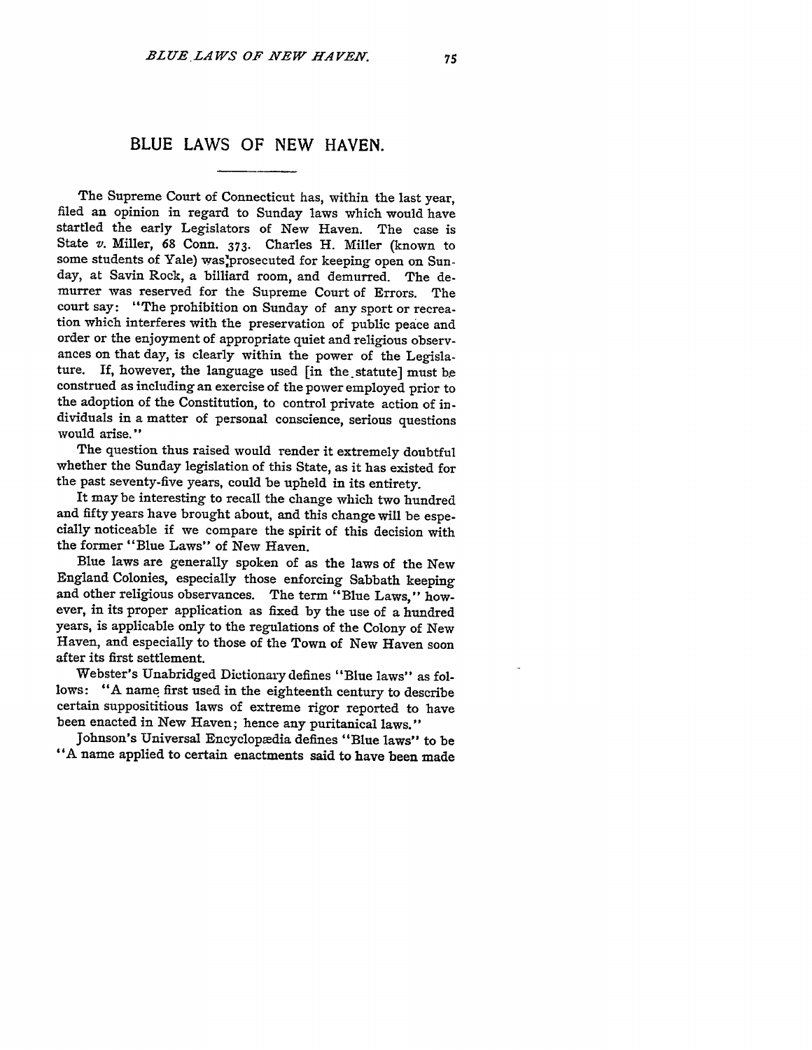# BLUE LAWS OF NEW HAVEN.

The Supreme Court of Connecticut has, within the last year, filed an opinion in regard to Sunday laws which would have startled the early Legislators of New Haven. The case is State *v.* Miller, 68 Conn. 373. Charles H. Miller (known to some students of Yale) was prosecuted for keeping open on Sunday, at Savin Rock, a billiard room, and demurred. The demurrer was reserved for the Supreme Court of Errors. The court say: "The prohibition on Sunday of any sport or recreation which interferes with the preservation of public peace and order or the enjoyment of appropriate quiet and religious observances on that day, is clearly within the power of the Legislature. If, however, the language used [in the statute] must be construed as including an exercise of the power employed prior to the adoption of the Constitution, to control private action of individuals in a matter of personal conscience, serious questions would arise."

The question thus raised would render it extremely doubtful whether the Sunday legislation of this State, as it has existed for the past seventy-five years, could be upheld in its entirety.

It may be interesting to recall the change which two hundred and fifty years have brought about, and this change will be especially noticeable if we compare the spirit of this decision with the former "Blue Laws" of New Haven.

Blue laws are generally spoken of as the laws of the New England Colonies, especially those enforcing Sabbath keeping and other religious observances. The term "Blue Laws," however, in its proper application as fixed by the use of a hundred years, is applicable only to the regulations of the Colony of New Haven, and especially to those of the Town of New Haven soon after its first settlement.

Webster's Unabridged Dictionary defines "Blue laws" as follows: "A name first used in the eighteenth century to describe certain supposititious laws of extreme rigor reported to have been enacted in New Haven; hence any puritanical laws."

Johnson's Universal Encyclopædia defines "Blue laws" to be "A name applied to certain enactments said to have been made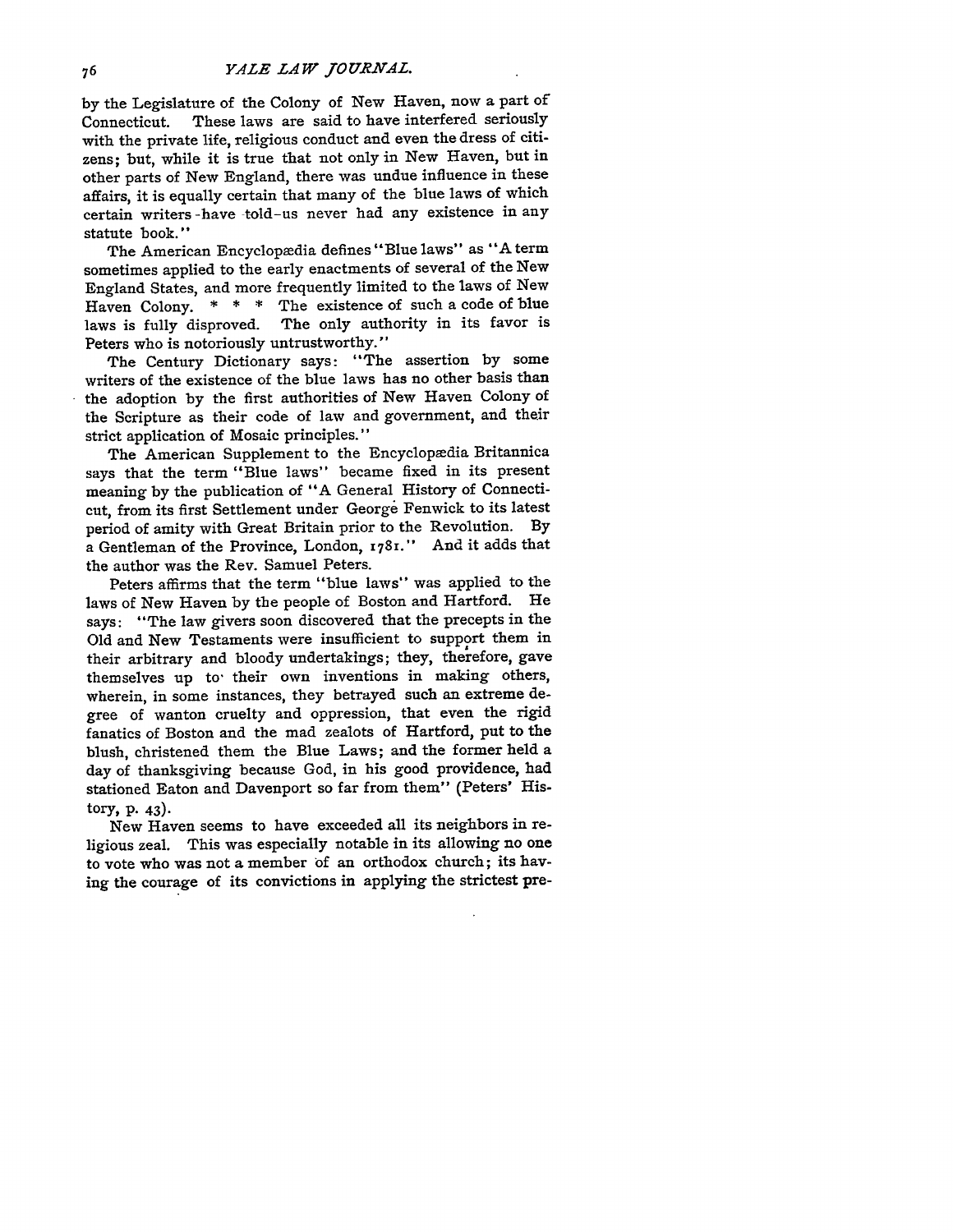by the Legislature of the Colony of New Haven, now a part of Connecticut. These laws are said to have interfered seriously with the private life, religious conduct and even the dress of citizens; but, while it is true that not only in New Haven, but in other parts of New England, there was undue influence in these affairs, it is equally certain that many of the blue laws of which certain writers have told us never had any existence in any statute book."

The American Encyclopædia defines "Blue laws" as "A term sometimes applied to the early enactments of several of the New England States, and more frequently limited to the laws of New Haven Colony. * * * The existence of such a code of blue laws is fully disproved. The only authority in its favor is Peters who is notoriously untrustworthy."

The Century Dictionary says: "The assertion by some writers of the existence of the blue laws has no other basis than the adoption by the first authorities of New Haven Colony of the Scripture as their code of law and government, and their strict application of Mosaic principles."

The American Supplement to the Encyclopædia Britannica says that the term "Blue laws" became fixed in its present meaning by the publication of "A General History of Connecticut, from its first Settlement under George Fenwick to its latest period of amity with Great Britain prior to the Revolution. By a Gentleman of the Province, London, 1781." And it adds that the author was the Rev. Samuel Peters.

Peters affirms that the term "blue laws" was applied to the laws of New Haven by the people of Boston and Hartford. He says: "The law givers soon discovered that the precepts in the Old and New Testaments were insufficient to support them in their arbitrary and bloody undertakings; they, therefore, gave themselves up to their own inventions in making others, wherein, in some instances, they betrayed such an extreme degree of wanton cruelty and oppression, that even the rigid fanatics of Boston and the mad zealots of Hartford, put to the blush, christened them the Blue Laws; and the former held a day of thanksgiving because God, in his good providence, had stationed Eaton and Davenport so far from them" (Peters' History, p. 43).

New Haven seems to have exceeded all its neighbors in religious zeal. This was especially notable in its allowing no one to vote who was not a member of an orthodox church; its having the courage of its convictions in applying the strictest pre-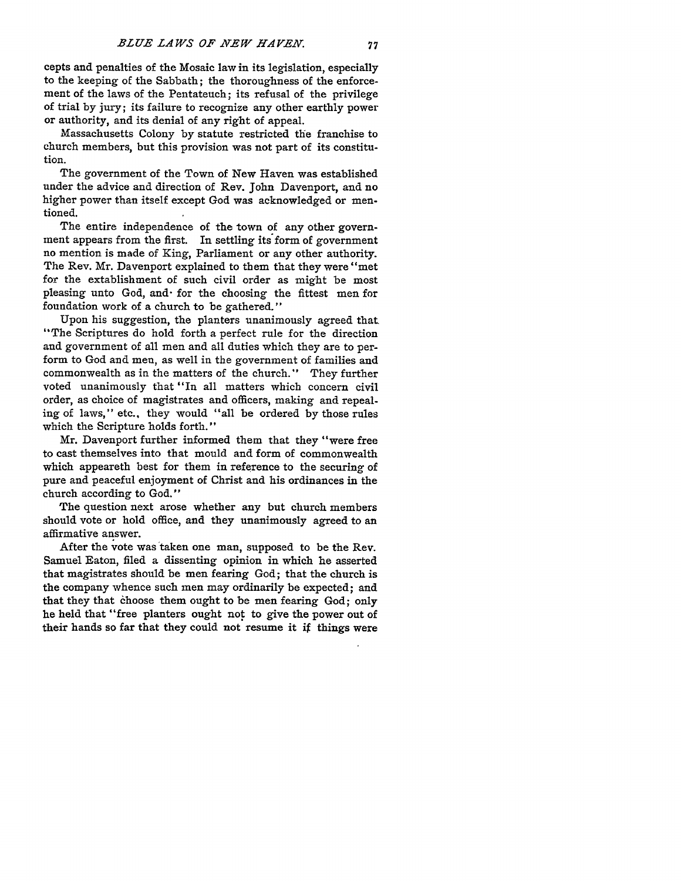cepts and penalties of the Mosaic law in its legislation, especially to the keeping of the Sabbath; the thoroughness of the enforcement of the laws of the Pentateuch; its refusal of the privilege of trial by jury; its failure to recognize any other earthly power or authority, and its denial of any right of appeal.

Massachusetts Colony by statute restricted the franchise to church members, but this provision was not part of its constitution.

The government of the Town of New Haven was established under the advice and direction of Rev. John Davenport, and no higher power than itself except God was acknowledged or mentioned.

The entire independence of the town of any other government appears from the first. In settling its form of government no mention is made of King, Parliament or any other authority. The Rev. Mr. Davenport explained to them that they were "met for the extablishment of such civil order as might be most pleasing unto God, and for the choosing the fittest men for foundation work of a church to be gathered."

Upon his suggestion, the planters unanimously agreed that "The Scriptures do hold forth a perfect rule for the direction and government of all men and all duties which they are to perform to God and men, as well in the government of families and commonwealth as in the matters of the church." They further voted unanimously that "In all matters which concern civil order, as choice of magistrates and officers, making and repealing of laws," etc., they would "all be ordered by those rules which the Scripture holds forth."

Mr. Davenport further informed them that they "were free to cast themselves into that mould and form of commonwealth which appeareth best for them in reference to the securing of pure and peaceful enjoyment of Christ and his ordinances in the church according to God."

The question next arose whether any but church members should vote or hold office, and they unanimously agreed to an affirmative answer.

After the vote was taken one man, supposed to be the Rev. Samuel Eaton, filed a dissenting opinion in which he asserted that magistrates should be men fearing God; that the church is the company whence such men may ordinarily be expected; and that they that choose them ought to be men fearing God; only he held that "free planters ought not to give the power out of their hands so far that they could not resume it if things were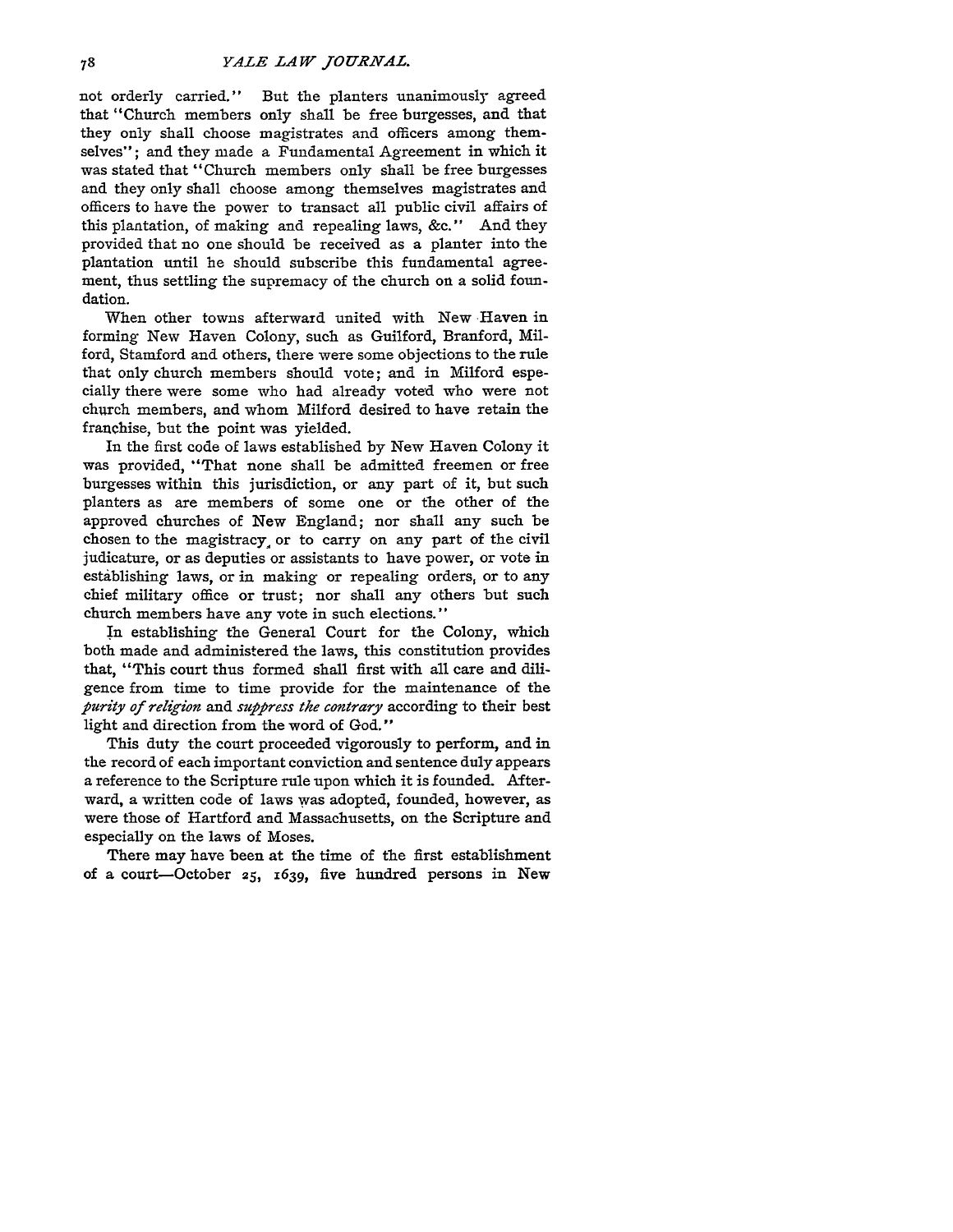not orderly carried." But the planters unanimously agreed that "Church members only shall be free burgesses, and that they only shall choose magistrates and officers among themselves"; and they made a Fundamental Agreement in which it was stated that "Church members only shall be free burgesses and they only shall choose among themselves magistrates and officers to have the power to transact all public civil affairs of this plantation, of making and repealing laws, &c." And they provided that no one should be received as a planter into the plantation until he should subscribe this fundamental agreement, thus settling the supremacy of the church on a solid foundation.

When other towns afterward united with New Haven in forming New Haven Colony, such as Guilford, Branford, Milford, Stamford and others, there were some objections to the rule that only church members should vote; and in Milford especially there were some who had already voted who were not church members, and whom Milford desired to have retain the franchise, but the point was yielded.

In the first code of laws established by New Haven Colony it was provided, "That none shall be admitted freemen or free burgesses within this jurisdiction, or any part of it, but such planters as are members of some one or the other of the approved churches of New England; nor shall any such be chosen to the magistracy, or to carry on any part of the civil judicature, or as deputies or assistants to have power, or vote in establishing laws, or in making or repealing orders, or to any chief military office or trust; nor shall any others but such church members have any vote in such elections."

In establishing the General Court for the Colony, which both made and administered the laws, this constitution provides that, "This court thus formed shall first with all care and diligence from time to time provide for the maintenance of the *purity of religion* and *suppress the contrary* according to their best light and direction from the word of God."

This duty the court proceeded vigorously to perform, and in the record of each important conviction and sentence duly appears a reference to the Scripture rule upon which it is founded. Afterward, a written code of laws was adopted, founded, however, as were those of Hartford and Massachusetts, on the Scripture and especially on the laws of Moses.

There may have been at the time of the first establishment of a court—October 25, 1639, five hundred persons in New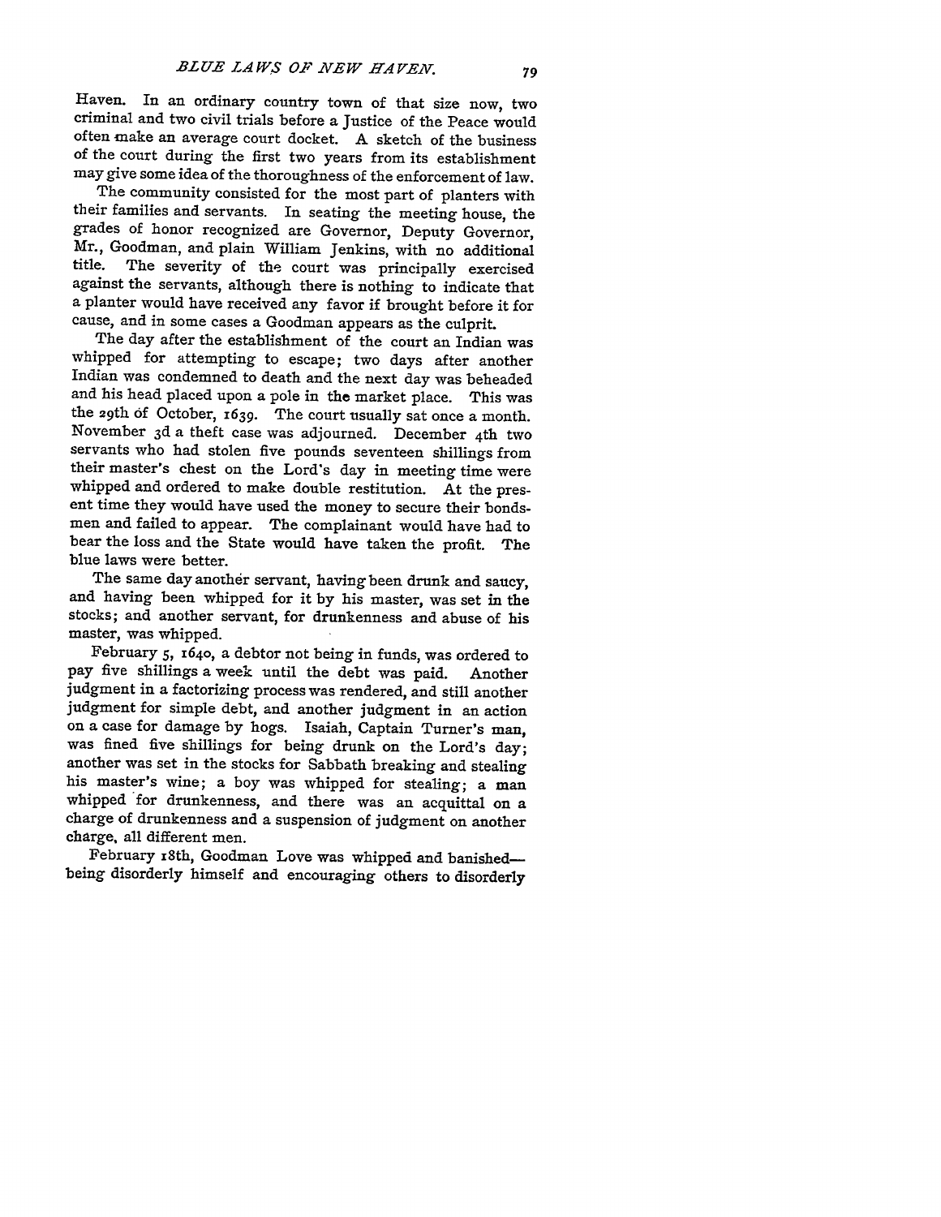Haven. In an ordinary country town of that size now, two criminal and two civil trials before a Justice of the Peace would often make an average court docket. A sketch of the business of the court during the first two years from its establishment may give some idea of the thoroughness of the enforcement of law.

The community consisted for the most part of planters with their families and servants. In seating the meeting house, the grades of honor recognized are Governor, Deputy Governor, Mr., Goodman, and plain William Jenkins, with no additional title. The severity of the court was principally exercised against the servants, although there is nothing to indicate that a planter would have received any favor if brought before it for cause, and in some cases a Goodman appears as the culprit.

The day after the establishment of the court an Indian was whipped for attempting to escape; two days after another Indian was condemned to death and the next day was beheaded and his head placed upon a pole in the market place. This was the 29th of October, 1639. The court usually sat once a month. November 3d a theft case was adjourned. December 4th two servants who had stolen five pounds seventeen shillings from their master's chest on the Lord's day in meeting time were whipped and ordered to make double restitution. At the present time they would have used the money to secure their bondsmen and failed to appear. The complainant would have had to bear the loss and the State would have taken the profit. The blue laws were better.

The same day another servant, having been drunk and saucy, and having been whipped for it by his master, was set in the stocks; and another servant, for drunkenness and abuse of his master, was whipped.

February 5, 1640, a debtor not being in funds, was ordered to pay five shillings a week until the debt was paid. Another judgment in a factorizing process was rendered, and still another judgment for simple debt, and another judgment in an action on a case for damage by hogs. Isaiah, Captain Turner's man, was fined five shillings for being drunk on the Lord's day; another was set in the stocks for Sabbath breaking and stealing his master's wine; a boy was whipped for stealing; a man whipped for drunkenness, and there was an acquittal on a charge of drunkenness and a suspension of judgment on another charge, all different men.

February 18th, Goodman Love was whipped and banished—being disorderly himself and encouraging others to disorderly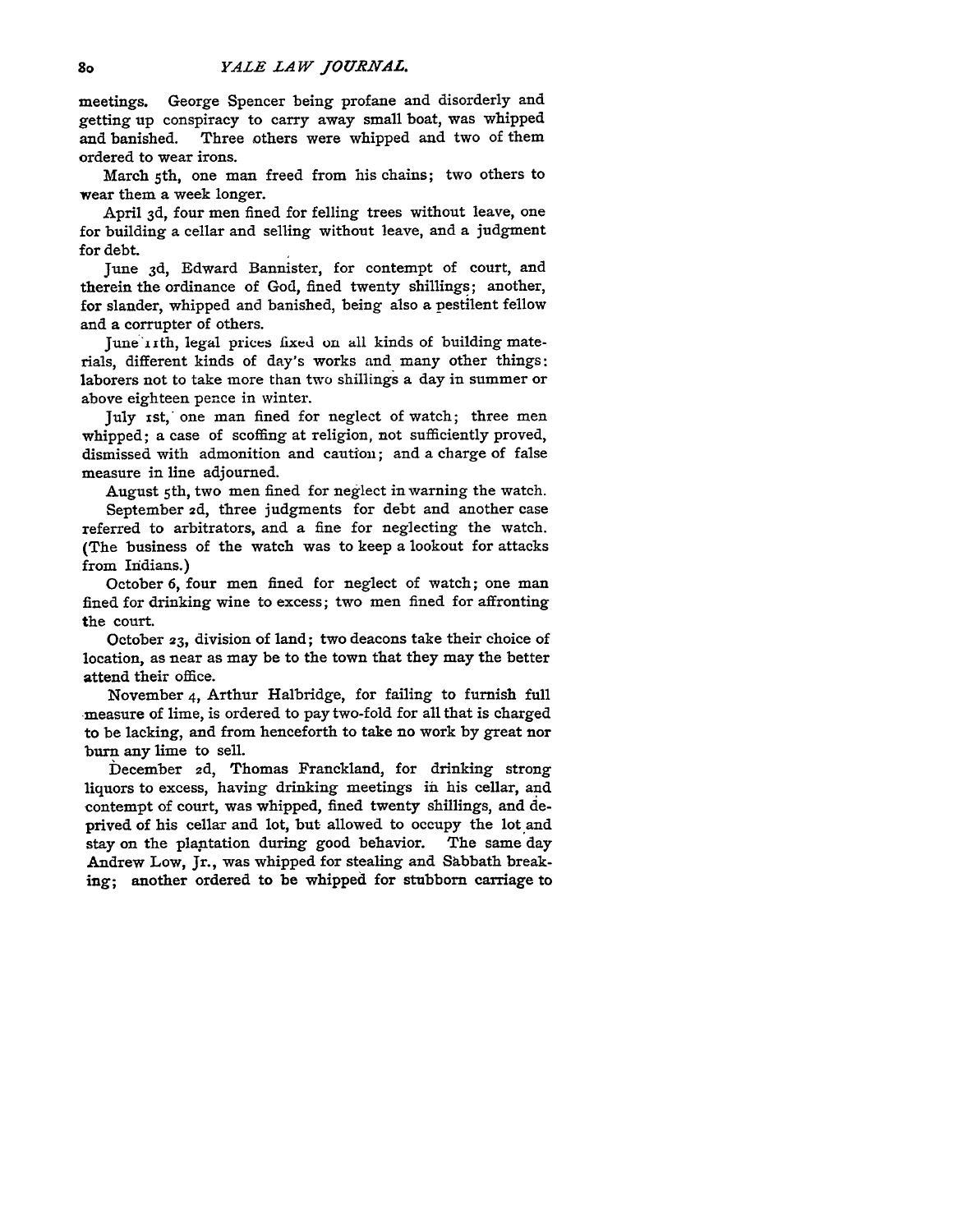meetings. George Spencer being profane and disorderly and getting up conspiracy to carry away small boat, was whipped and banished. Three others were whipped and two of them ordered to wear irons.

March 5th, one man freed from his chains; two others to wear them a week longer.

April 3d, four men fined for felling trees without leave, one for building a cellar and selling without leave, and a judgment for debt.

June 3d, Edward Bannister, for contempt of court, and therein the ordinance of God, fined twenty shillings; another, for slander, whipped and banished, being also a pestilent fellow and a corrupter of others.

June 11th, legal prices fixed on all kinds of building materials, different kinds of day's works and many other things: laborers not to take more than two shillings a day in summer or above eighteen pence in winter.

July 1st, one man fined for neglect of watch; three men whipped; a case of scoffing at religion, not sufficiently proved, dismissed with admonition and caution; and a charge of false measure in line adjourned.

August 5th, two men fined for neglect in warning the watch.

September 2d, three judgments for debt and another case referred to arbitrators, and a fine for neglecting the watch. (The business of the watch was to keep a lookout for attacks from Indians.)

October 6, four men fined for neglect of watch; one man fined for drinking wine to excess; two men fined for affronting the court.

October 23, division of land; two deacons take their choice of location, as near as may be to the town that they may the better attend their office.

November 4, Arthur Halbridge, for failing to furnish full measure of lime, is ordered to pay two-fold for all that is charged to be lacking, and from henceforth to take no work by great nor burn any lime to sell.

December 2d, Thomas Franckland, for drinking strong liquors to excess, having drinking meetings in his cellar, and contempt of court, was whipped, fined twenty shillings, and deprived of his cellar and lot, but allowed to occupy the lot and stay on the plantation during good behavior. The same day Andrew Low, Jr., was whipped for stealing and Sabbath breaking; another ordered to be whipped for stubborn carriage to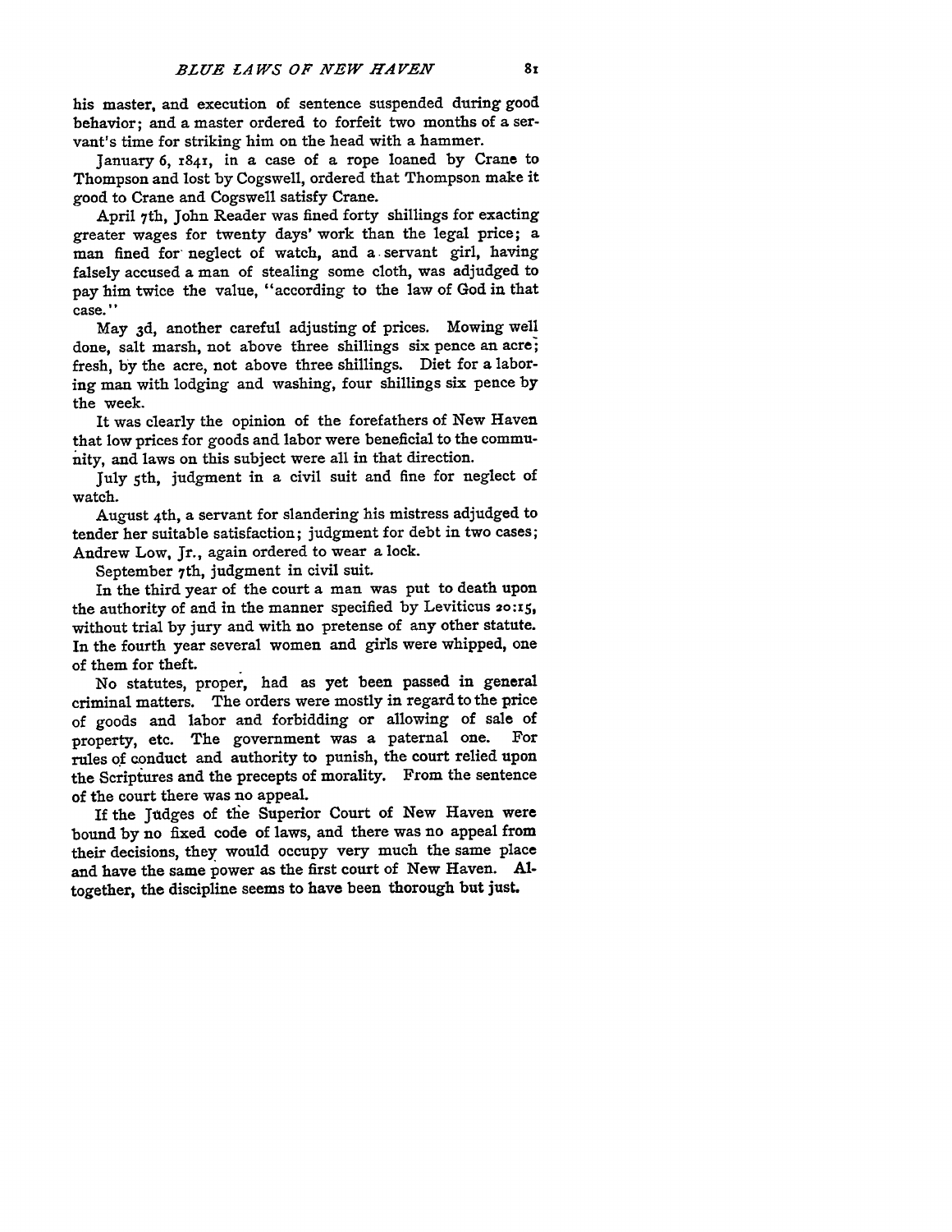his master, and execution of sentence suspended during good behavior; and a master ordered to forfeit two months of a servant's time for striking him on the head with a hammer.

January 6, 1841, in a case of a rope loaned by Crane to Thompson and lost by Cogswell, ordered that Thompson make it good to Crane and Cogswell satisfy Crane.

April 7th, John Reader was fined forty shillings for exacting greater wages for twenty days' work than the legal price; a man fined for neglect of watch, and a servant girl, having falsely accused a man of stealing some cloth, was adjudged to pay him twice the value, "according to the law of God in that case."

May 3d, another careful adjusting of prices. Mowing well done, salt marsh, not above three shillings six pence an acre; fresh, by the acre, not above three shillings. Diet for a laboring man with lodging and washing, four shillings six pence by the week.

It was clearly the opinion of the forefathers of New Haven that low prices for goods and labor were beneficial to the community, and laws on this subject were all in that direction.

July 5th, judgment in a civil suit and fine for neglect of watch.

August 4th, a servant for slandering his mistress adjudged to tender her suitable satisfaction; judgment for debt in two cases; Andrew Low, Jr., again ordered to wear a lock.

September 7th, judgment in civil suit.

In the third year of the court a man was put to death upon the authority of and in the manner specified by Leviticus 20:15, without trial by jury and with no pretense of any other statute. In the fourth year several women and girls were whipped, one of them for theft.

No statutes, proper, had as yet been passed in general criminal matters. The orders were mostly in regard to the price of goods and labor and forbidding or allowing of sale of property, etc. The government was a paternal one. For rules of conduct and authority to punish, the court relied upon the Scriptures and the precepts of morality. From the sentence of the court there was no appeal.

If the Judges of the Superior Court of New Haven were bound by no fixed code of laws, and there was no appeal from their decisions, they would occupy very much the same place and have the same power as the first court of New Haven. Altogether, the discipline seems to have been thorough but just.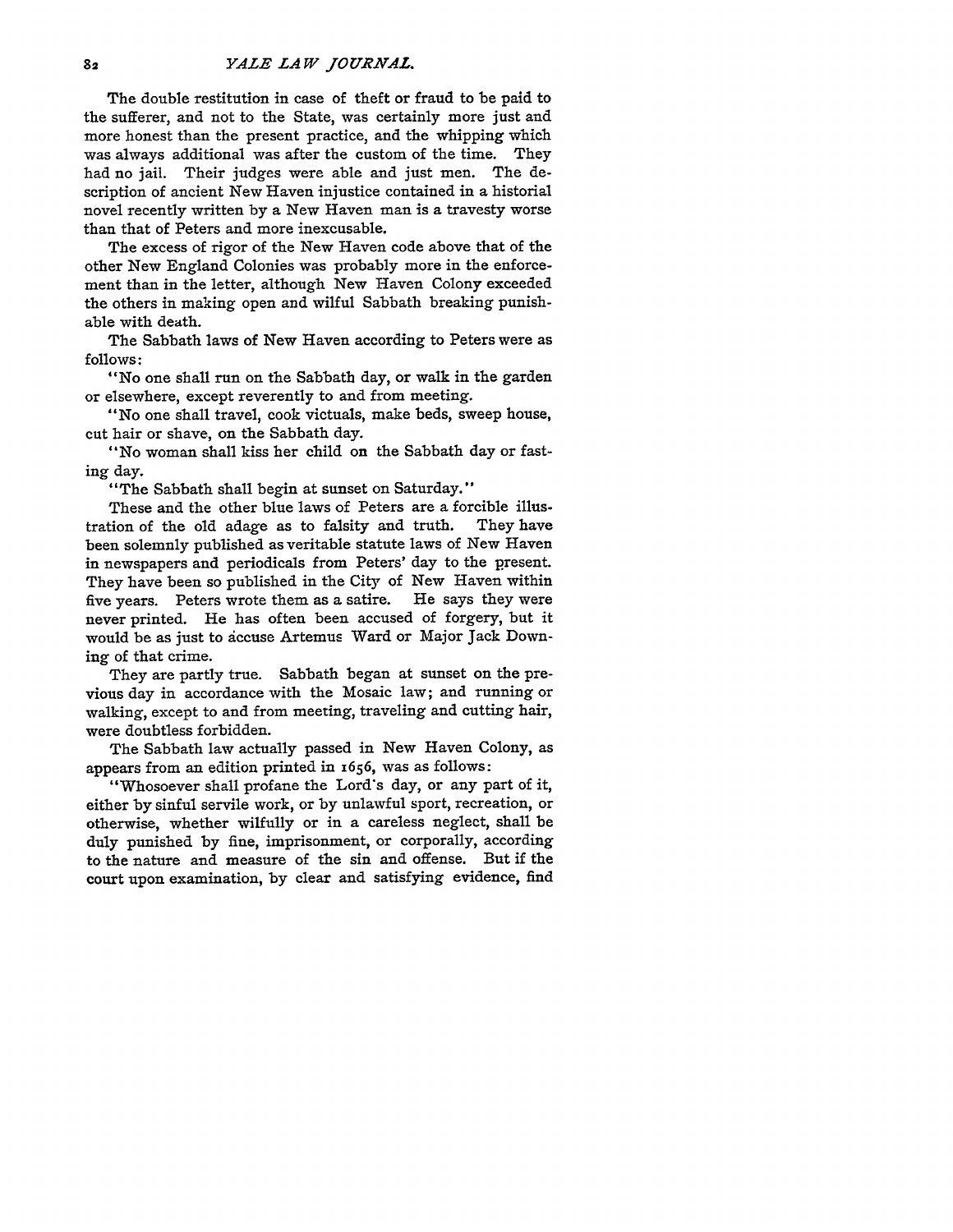The double restitution in case of theft or fraud to be paid to the sufferer, and not to the State, was certainly more just and more honest than the present practice, and the whipping which was always additional was after the custom of the time. They had no jail. Their judges were able and just men. The description of ancient New Haven injustice contained in a historial novel recently written by a New Haven man is a travesty worse than that of Peters and more inexcusable.

The excess of rigor of the New Haven code above that of the other New England Colonies was probably more in the enforcement than in the letter, although New Haven Colony exceeded the others in making open and wilful Sabbath breaking punishable with death.

The Sabbath laws of New Haven according to Peters were as follows:

"No one shall run on the Sabbath day, or walk in the garden or elsewhere, except reverently to and from meeting.

"No one shall travel, cook victuals, make beds, sweep house, cut hair or shave, on the Sabbath day.

"No woman shall kiss her child on the Sabbath day or fasting day.

"The Sabbath shall begin at sunset on Saturday."

These and the other blue laws of Peters are a forcible illustration of the old adage as to falsity and truth. They have been solemnly published as veritable statute laws of New Haven in newspapers and periodicals from Peters' day to the present. They have been so published in the City of New Haven within five years. Peters wrote them as a satire. He says they were never printed. He has often been accused of forgery, but it would be as just to accuse Artemus Ward or Major Jack Downing of that crime.

They are partly true. Sabbath began at sunset on the previous day in accordance with the Mosaic law; and running or walking, except to and from meeting, traveling and cutting hair, were doubtless forbidden.

The Sabbath law actually passed in New Haven Colony, as appears from an edition printed in 1656, was as follows:

"Whosoever shall profane the Lord's day, or any part of it, either by sinful servile work, or by unlawful sport, recreation, or otherwise, whether wilfully or in a careless neglect, shall be duly punished by fine, imprisonment, or corporally, according to the nature and measure of the sin and offense. But if the court upon examination, by clear and satisfying evidence, find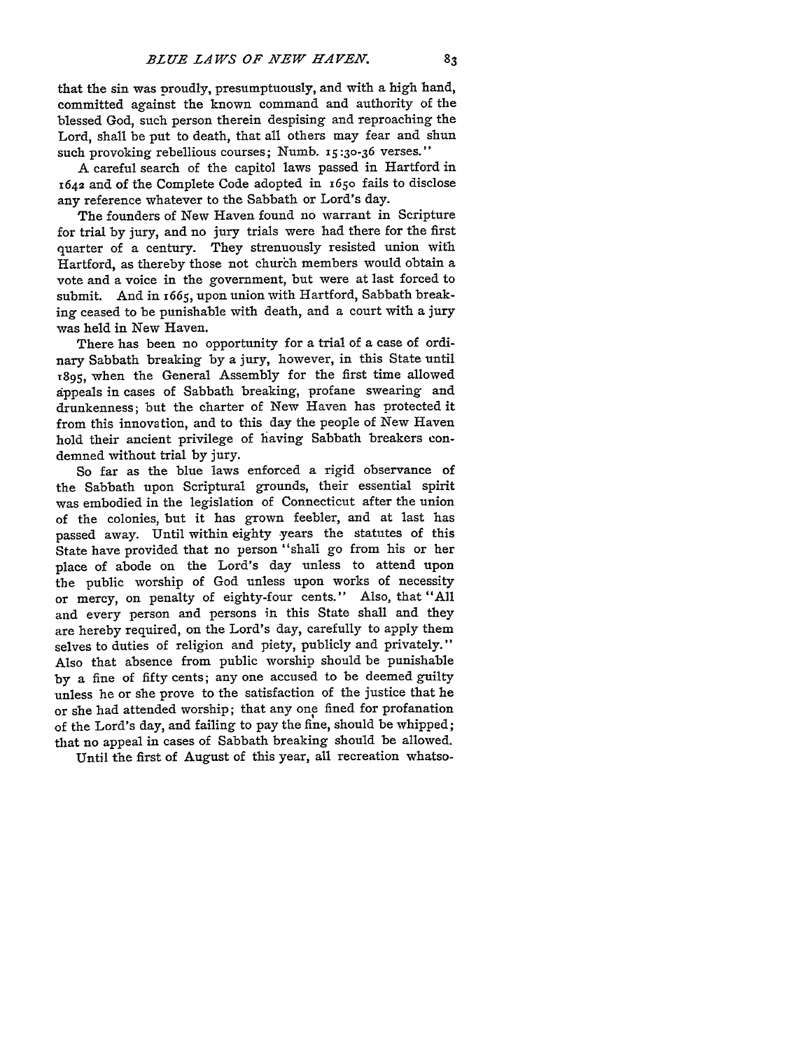that the sin was proudly, presumptuously, and with a high hand, committed against the known command and authority of the blessed God, such person therein despising and reproaching the Lord, shall be put to death, that all others may fear and shun such provoking rebellious courses; Numb. 15:30-36 verses."

A careful search of the capitol laws passed in Hartford in 1642 and of the Complete Code adopted in 1650 fails to disclose any reference whatever to the Sabbath or Lord's day.

The founders of New Haven found no warrant in Scripture for trial by jury, and no jury trials were had there for the first quarter of a century. They strenuously resisted union with Hartford, as thereby those not church members would obtain a vote and a voice in the government, but were at last forced to submit. And in 1665, upon union with Hartford, Sabbath breaking ceased to be punishable with death, and a court with a jury was held in New Haven.

There has been no opportunity for a trial of a case of ordinary Sabbath breaking by a jury, however, in this State until 1895, when the General Assembly for the first time allowed appeals in cases of Sabbath breaking, profane swearing and drunkenness; but the charter of New Haven has protected it from this innovation, and to this day the people of New Haven hold their ancient privilege of having Sabbath breakers condemned without trial by jury.

So far as the blue laws enforced a rigid observance of the Sabbath upon Scriptural grounds, their essential spirit was embodied in the legislation of Connecticut after the union of the colonies, but it has grown feebler, and at last has passed away. Until within eighty years the statutes of this State have provided that no person "shall go from his or her place of abode on the Lord's day unless to attend upon the public worship of God unless upon works of necessity or mercy, on penalty of eighty-four cents." Also, that "All and every person and persons in this State shall and they are hereby required, on the Lord's day, carefully to apply them selves to duties of religion and piety, publicly and privately." Also that absence from public worship should be punishable by a fine of fifty cents; any one accused to be deemed guilty unless he or she prove to the satisfaction of the justice that he or she had attended worship; that any one fined for profanation of the Lord's day, and failing to pay the fine, should be whipped; that no appeal in cases of Sabbath breaking should be allowed.

Until the first of August of this year, all recreation whatso-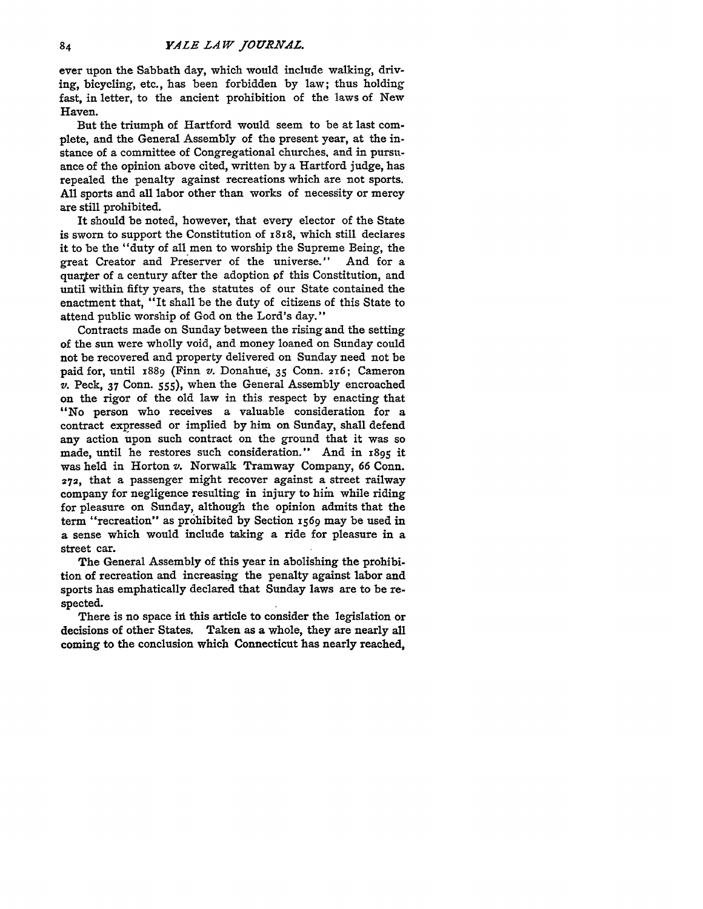ever upon the Sabbath day, which would include walking, driving, bicycling, etc., has been forbidden by law; thus holding fast, in letter, to the ancient prohibition of the laws of New Haven.

But the triumph of Hartford would seem to be at last complete, and the General Assembly of the present year, at the instance of a committee of Congregational churches, and in pursuance of the opinion above cited, written by a Hartford judge, has repealed the penalty against recreations which are not sports. All sports and all labor other than works of necessity or mercy are still prohibited.

It should be noted, however, that every elector of the State is sworn to support the Constitution of 1818, which still declares it to be the "duty of all men to worship the Supreme Being, the great Creator and Preserver of the universe." And for a quarter of a century after the adoption of this Constitution, and until within fifty years, the statutes of our State contained the enactment that, "It shall be the duty of citizens of this State to attend public worship of God on the Lord's day."

Contracts made on Sunday between the rising and the setting of the sun were wholly void, and money loaned on Sunday could not be recovered and property delivered on Sunday need not be paid for, until 1889 (Finn *v.* Donahue, 35 Conn. 216; Cameron *v.* Peck, 37 Conn. 555), when the General Assembly encroached on the rigor of the old law in this respect by enacting that "No person who receives a valuable consideration for a contract expressed or implied by him on Sunday, shall defend any action upon such contract on the ground that it was so made, until he restores such consideration." And in 1895 it was held in Horton *v.* Norwalk Tramway Company, 66 Conn. 272, that a passenger might recover against a street railway company for negligence resulting in injury to him while riding for pleasure on Sunday, although the opinion admits that the term "recreation" as prohibited by Section 1569 may be used in a sense which would include taking a ride for pleasure in a street car.

The General Assembly of this year in abolishing the prohibition of recreation and increasing the penalty against labor and sports has emphatically declared that Sunday laws are to be respected.

There is no space in this article to consider the legislation or decisions of other States. Taken as a whole, they are nearly all coming to the conclusion which Connecticut has nearly reached,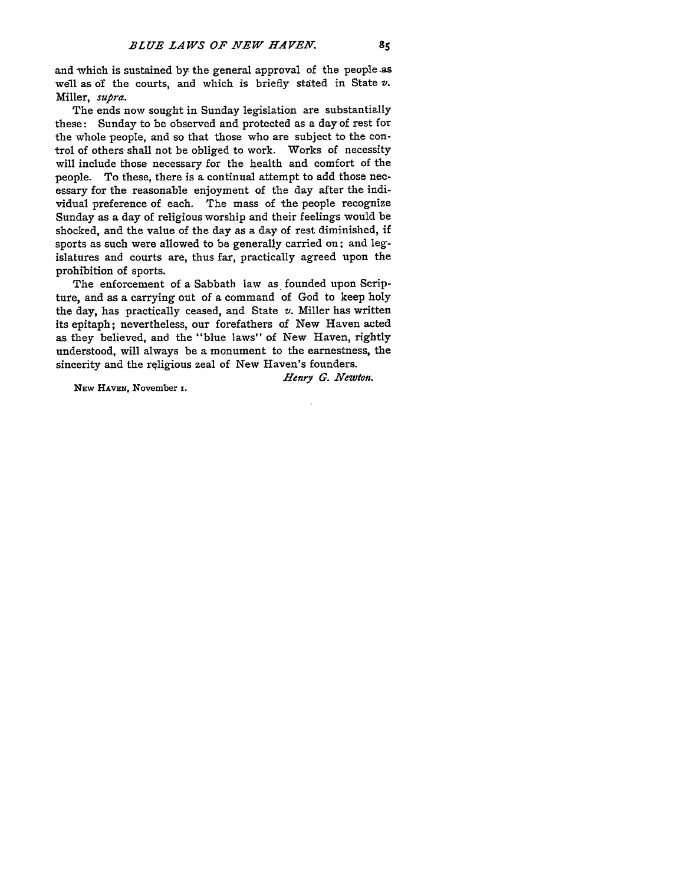and which is sustained by the general approval of the people as well as of the courts, and which is briefly stated in State *v.* Miller, *supra.*

The ends now sought in Sunday legislation are substantially these: Sunday to be observed and protected as a day of rest for the whole people, and so that those who are subject to the control of others shall not be obliged to work. Works of necessity will include those necessary for the health and comfort of the people. To these, there is a continual attempt to add those necessary for the reasonable enjoyment of the day after the individual preference of each. The mass of the people recognize Sunday as a day of religious worship and their feelings would be shocked, and the value of the day as a day of rest diminished, if sports as such were allowed to be generally carried on; and legislatures and courts are, thus far, practically agreed upon the prohibition of sports.

The enforcement of a Sabbath law as founded upon Scripture, and as a carrying out of a command of God to keep holy the day, has practically ceased, and State *v.* Miller has written its epitaph; nevertheless, our forefathers of New Haven acted as they believed, and the "blue laws" of New Haven, rightly understood, will always be a monument to the earnestness, the sincerity and the religious zeal of New Haven's founders.

*Henry G. Newton.*

New Haven, November 1.